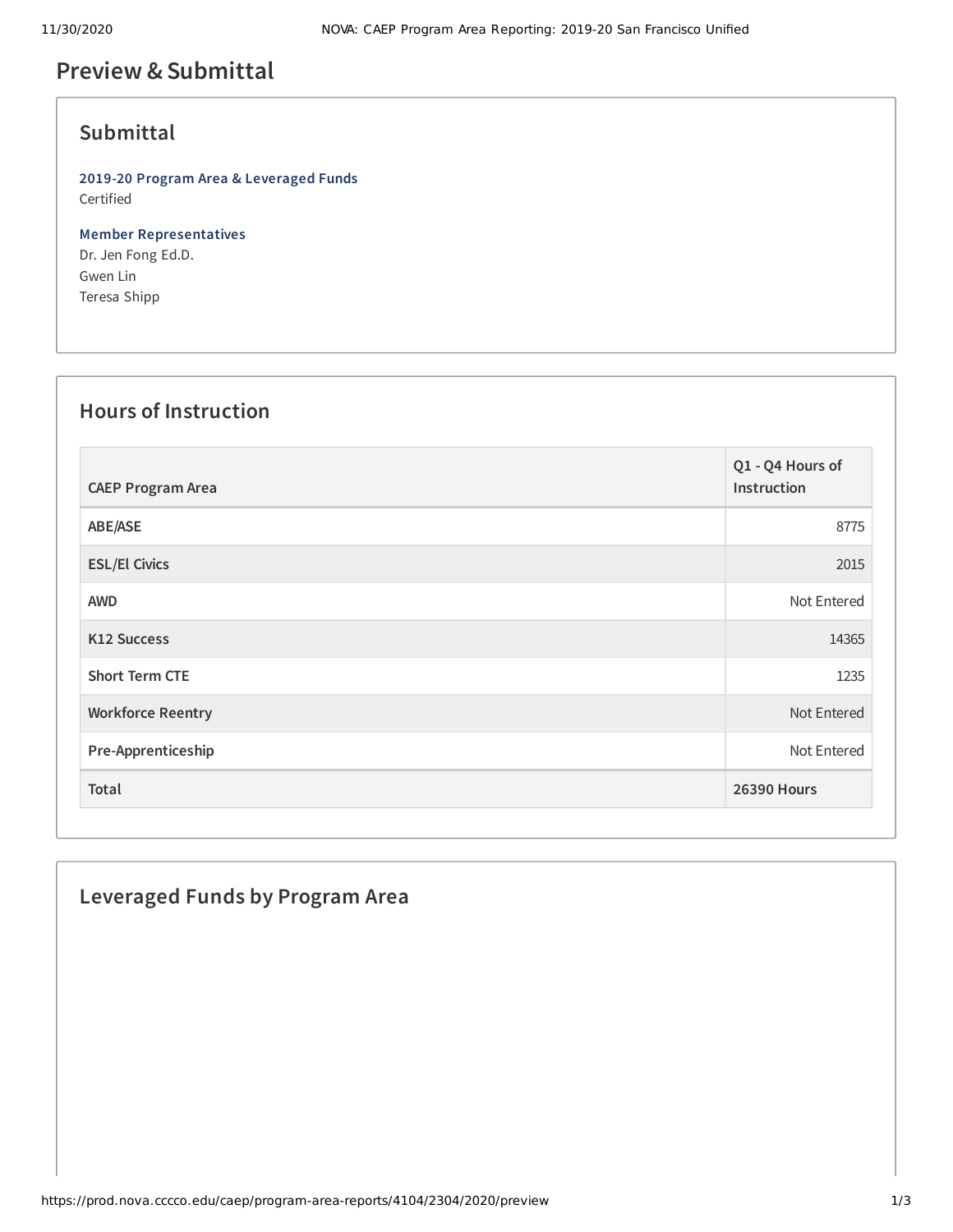# Preview & Submittal

## Submittal

**2019-20 Program Area & Leveraged Funds**
Certified

**Member Representatives**
Dr. Jen Fong Ed.D.
Gwen Lin
Teresa Shipp

## Hours of Instruction

| CAEP Program Area | Q1 - Q4 Hours of Instruction |
|---|---|
| ABE/ASE | 8775 |
| ESL/El Civics | 2015 |
| AWD | Not Entered |
| K12 Success | 14365 |
| Short Term CTE | 1235 |
| Workforce Reentry | Not Entered |
| Pre-Apprenticeship | Not Entered |
| Total | 26390 Hours |

## Leveraged Funds by Program Area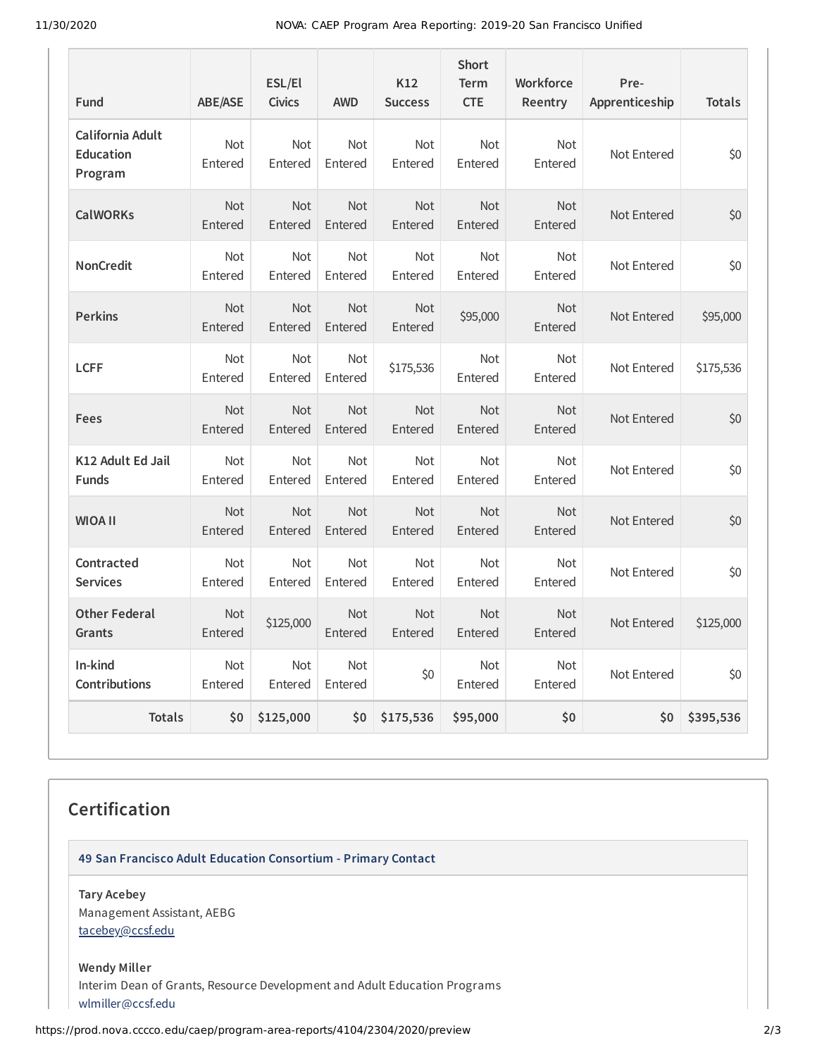| Fund | ABE/ASE | ESL/El Civics | AWD | K12 Success | Short Term CTE | Workforce Reentry | Pre-Apprenticeship | Totals |
|---|---|---|---|---|---|---|---|---|
| California Adult Education Program | Not Entered | Not Entered | Not Entered | Not Entered | Not Entered | Not Entered | Not Entered | $0 |
| CalWORKs | Not Entered | Not Entered | Not Entered | Not Entered | Not Entered | Not Entered | Not Entered | $0 |
| NonCredit | Not Entered | Not Entered | Not Entered | Not Entered | Not Entered | Not Entered | Not Entered | $0 |
| Perkins | Not Entered | Not Entered | Not Entered | Not Entered | $95,000 | Not Entered | Not Entered | $95,000 |
| LCFF | Not Entered | Not Entered | Not Entered | $175,536 | Not Entered | Not Entered | Not Entered | $175,536 |
| Fees | Not Entered | Not Entered | Not Entered | Not Entered | Not Entered | Not Entered | Not Entered | $0 |
| K12 Adult Ed Jail Funds | Not Entered | Not Entered | Not Entered | Not Entered | Not Entered | Not Entered | Not Entered | $0 |
| WIOA II | Not Entered | Not Entered | Not Entered | Not Entered | Not Entered | Not Entered | Not Entered | $0 |
| Contracted Services | Not Entered | Not Entered | Not Entered | Not Entered | Not Entered | Not Entered | Not Entered | $0 |
| Other Federal Grants | Not Entered | $125,000 | Not Entered | Not Entered | Not Entered | Not Entered | Not Entered | $125,000 |
| In-kind Contributions | Not Entered | Not Entered | Not Entered | $0 | Not Entered | Not Entered | Not Entered | $0 |
| **Totals** | **$0** | **$125,000** | **$0** | **$175,536** | **$95,000** | **$0** | **$0** | **$395,536** |

## Certification

**49 San Francisco Adult Education Consortium - Primary Contact**

**Tary Acebey**
Management Assistant, AEBG
tacebey@ccsf.edu

**Wendy Miller**
Interim Dean of Grants, Resource Development and Adult Education Programs
wlmiller@ccsf.edu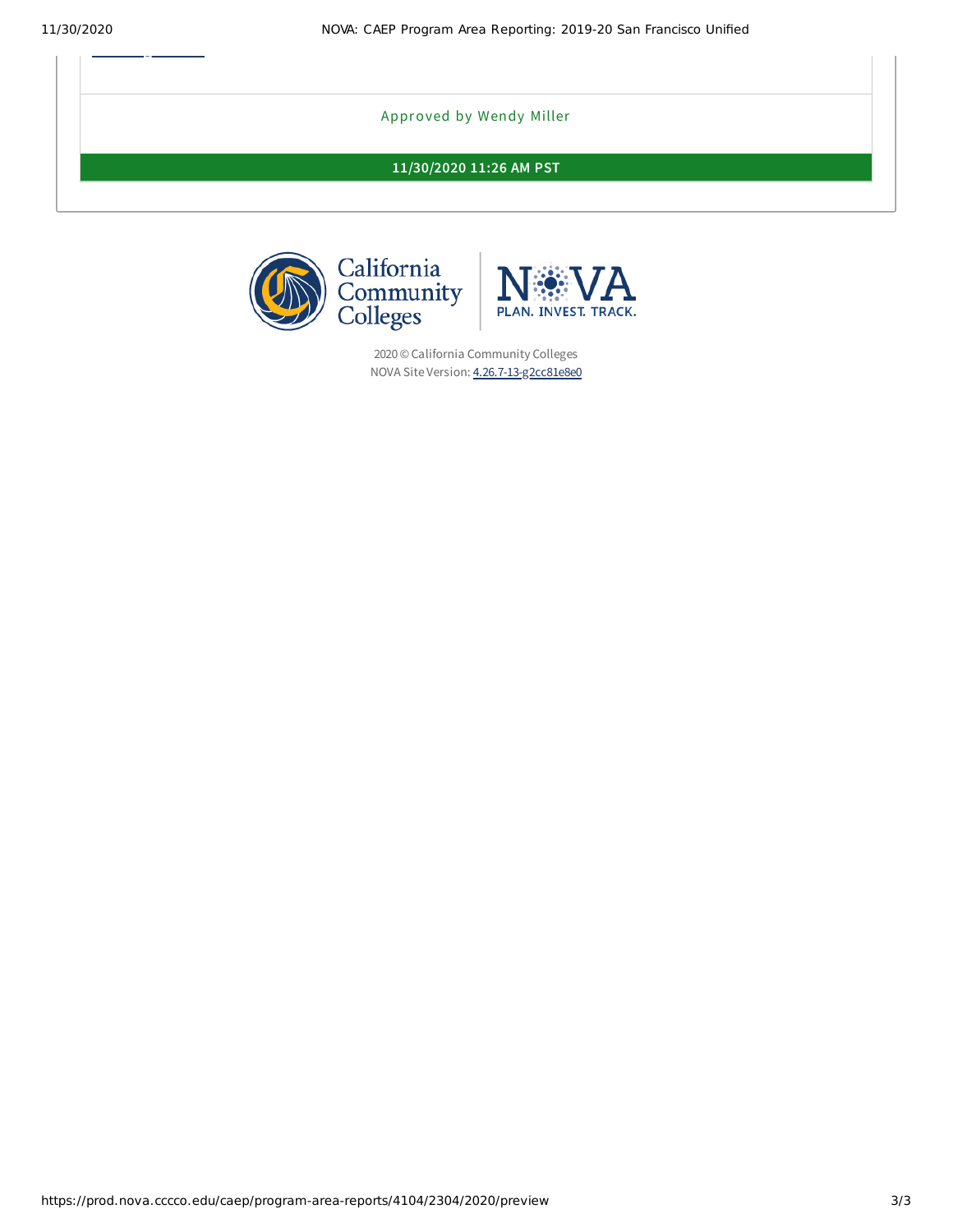Approved by Wendy Miller

**11/30/2020 11:26 AM PST**

California Community Colleges

NOVA
PLAN. INVEST. TRACK.

2020 © California Community Colleges
NOVA Site Version: 4.26.7-13-g2cc81e8e0